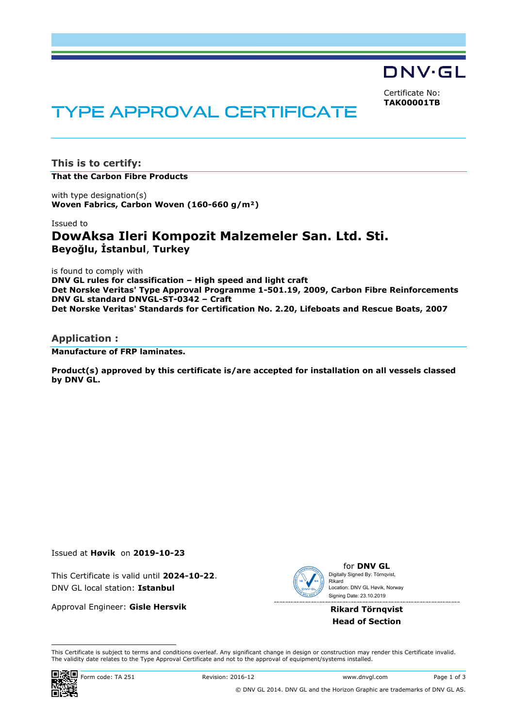DNV·GL

Certificate No:
**TAK00001TB**

# TYPE APPROVAL CERTIFICATE

## This is to certify:

**That the Carbon Fibre Products**

with type designation(s)
**Woven Fabrics, Carbon Woven (160-660 g/m²)**

Issued to

## DowAksa Ileri Kompozit Malzemeler San. Ltd. Sti.

**Beyoğlu, İstanbul**, **Turkey**

is found to comply with
**DNV GL rules for classification – High speed and light craft**
**Det Norske Veritas' Type Approval Programme 1-501.19, 2009, Carbon Fibre Reinforcements**
**DNV GL standard DNVGL-ST-0342 – Craft**
**Det Norske Veritas' Standards for Certification No. 2.20, Lifeboats and Rescue Boats, 2007**

## Application :

**Manufacture of FRP laminates.**

**Product(s) approved by this certificate is/are accepted for installation on all vessels classed by DNV GL.**

Issued at **Høvik** on **2019-10-23**

This Certificate is valid until **2024-10-22**.
DNV GL local station: **Istanbul**

Approval Engineer: **Gisle Hersvik**

for **DNV GL**
Digitally Signed By: Törnqvist, Rikard
Location: DNV GL Høvik, Norway
Signing Date: 23.10.2019

**Rikard Törnqvist**
**Head of Section**

This Certificate is subject to terms and conditions overleaf. Any significant change in design or construction may render this Certificate invalid.
The validity date relates to the Type Approval Certificate and not to the approval of equipment/systems installed.

Form code: TA 251 Revision: 2016-12 www.dnvgl.com

© DNV GL 2014. DNV GL and the Horizon Graphic are trademarks of DNV GL AS.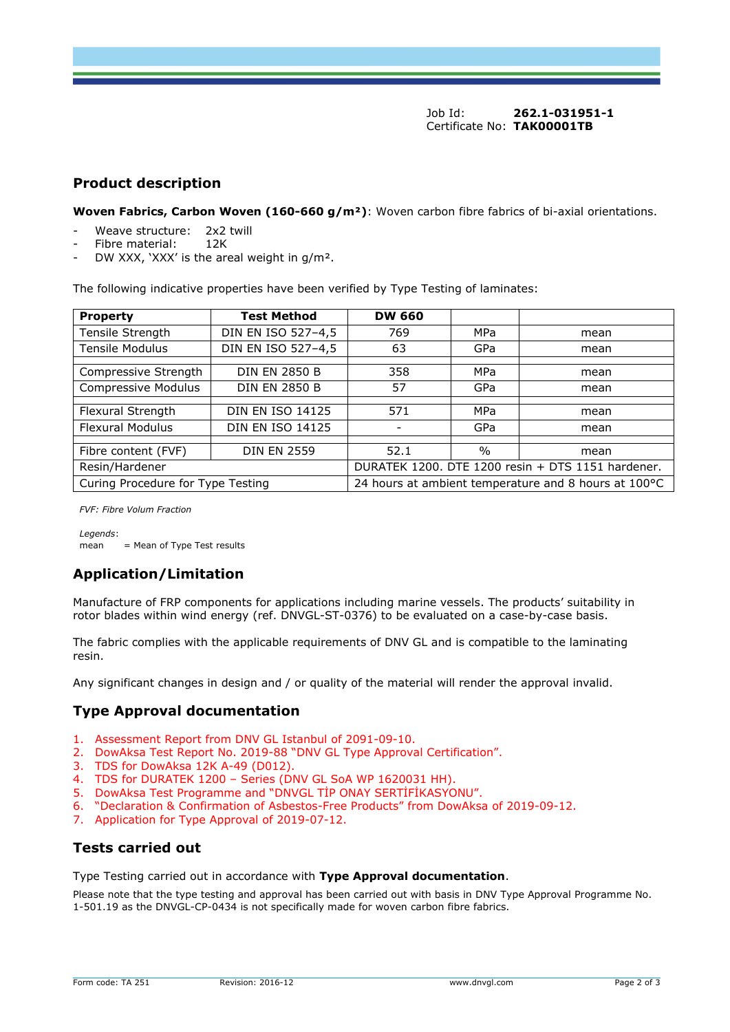Job Id: **262.1-031951-1**
Certificate No: **TAK00001TB**

## Product description

**Woven Fabrics, Carbon Woven (160-660 g/m²)**: Woven carbon fibre fabrics of bi-axial orientations.

- Weave structure: 2x2 twill
- Fibre material: 12K
- DW XXX, 'XXX' is the areal weight in g/m².

The following indicative properties have been verified by Type Testing of laminates:

| Property | Test Method | DW 660 | | |
|---|---|---|---|---|
| Tensile Strength | DIN EN ISO 527–4,5 | 769 | MPa | mean |
| Tensile Modulus | DIN EN ISO 527–4,5 | 63 | GPa | mean |
| | | | | |
| Compressive Strength | DIN EN 2850 B | 358 | MPa | mean |
| Compressive Modulus | DIN EN 2850 B | 57 | GPa | mean |
| | | | | |
| Flexural Strength | DIN EN ISO 14125 | 571 | MPa | mean |
| Flexural Modulus | DIN EN ISO 14125 | - | GPa | mean |
| | | | | |
| Fibre content (FVF) | DIN EN 2559 | 52.1 | % | mean |
| Resin/Hardener | | DURATEK 1200. DTE 1200 resin + DTS 1151 hardener. | | |
| Curing Procedure for Type Testing | | 24 hours at ambient temperature and 8 hours at 100°C | | |

*FVF: Fibre Volum Fraction*

*Legends*:
mean = Mean of Type Test results

## Application/Limitation

Manufacture of FRP components for applications including marine vessels. The products' suitability in rotor blades within wind energy (ref. DNVGL-ST-0376) to be evaluated on a case-by-case basis.

The fabric complies with the applicable requirements of DNV GL and is compatible to the laminating resin.

Any significant changes in design and / or quality of the material will render the approval invalid.

## Type Approval documentation

1. Assessment Report from DNV GL Istanbul of 2091-09-10.
2. DowAksa Test Report No. 2019-88 "DNV GL Type Approval Certification".
3. TDS for DowAksa 12K A-49 (D012).
4. TDS for DURATEK 1200 – Series (DNV GL SoA WP 1620031 HH).
5. DowAksa Test Programme and "DNVGL TİP ONAY SERTİFİKASYONU".
6. "Declaration & Confirmation of Asbestos-Free Products" from DowAksa of 2019-09-12.
7. Application for Type Approval of 2019-07-12.

## Tests carried out

Type Testing carried out in accordance with **Type Approval documentation**.

Please note that the type testing and approval has been carried out with basis in DNV Type Approval Programme No. 1-501.19 as the DNVGL-CP-0434 is not specifically made for woven carbon fibre fabrics.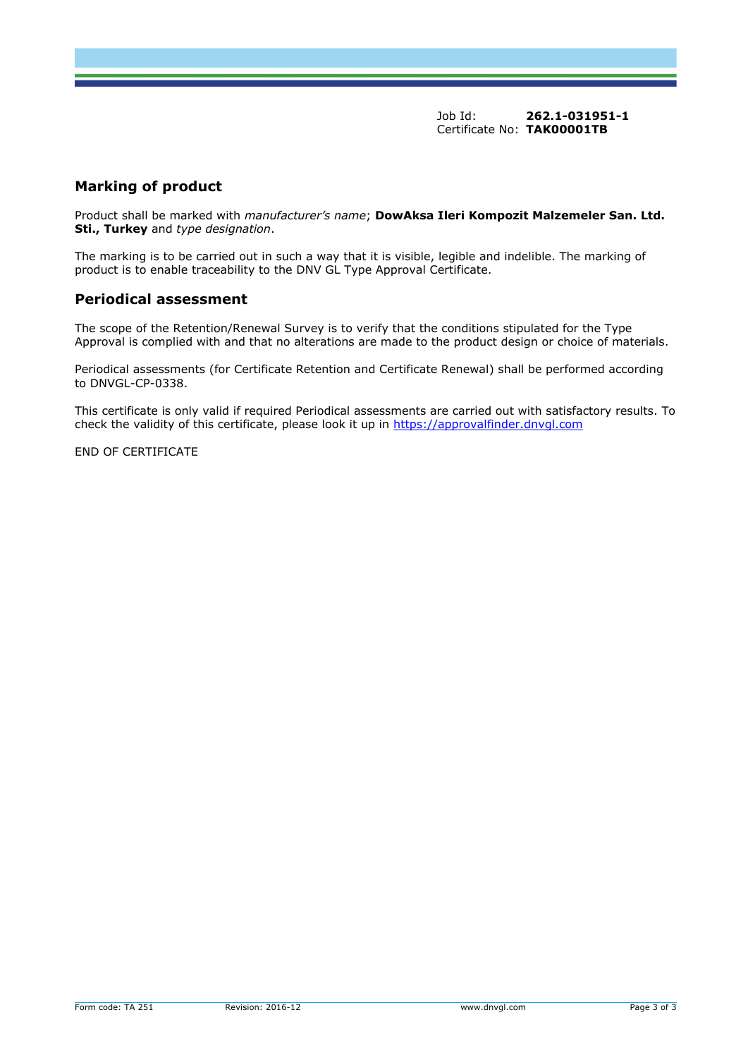Job Id: **262.1-031951-1**
Certificate No: **TAK00001TB**

## Marking of product

Product shall be marked with *manufacturer's name*; **DowAksa Ileri Kompozit Malzemeler San. Ltd. Sti., Turkey** and *type designation*.

The marking is to be carried out in such a way that it is visible, legible and indelible. The marking of product is to enable traceability to the DNV GL Type Approval Certificate.

## Periodical assessment

The scope of the Retention/Renewal Survey is to verify that the conditions stipulated for the Type Approval is complied with and that no alterations are made to the product design or choice of materials.

Periodical assessments (for Certificate Retention and Certificate Renewal) shall be performed according to DNVGL-CP-0338.

This certificate is only valid if required Periodical assessments are carried out with satisfactory results. To check the validity of this certificate, please look it up in https://approvalfinder.dnvgl.com

END OF CERTIFICATE

Form code: TA 251 Revision: 2016-12 www.dnvgl.com